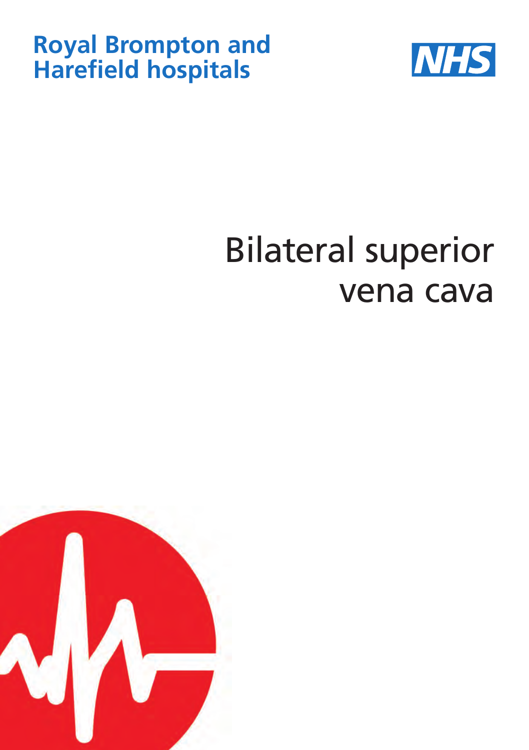Royal Brompton and Harefield hospitals

NHS

# Bilateral superior vena cava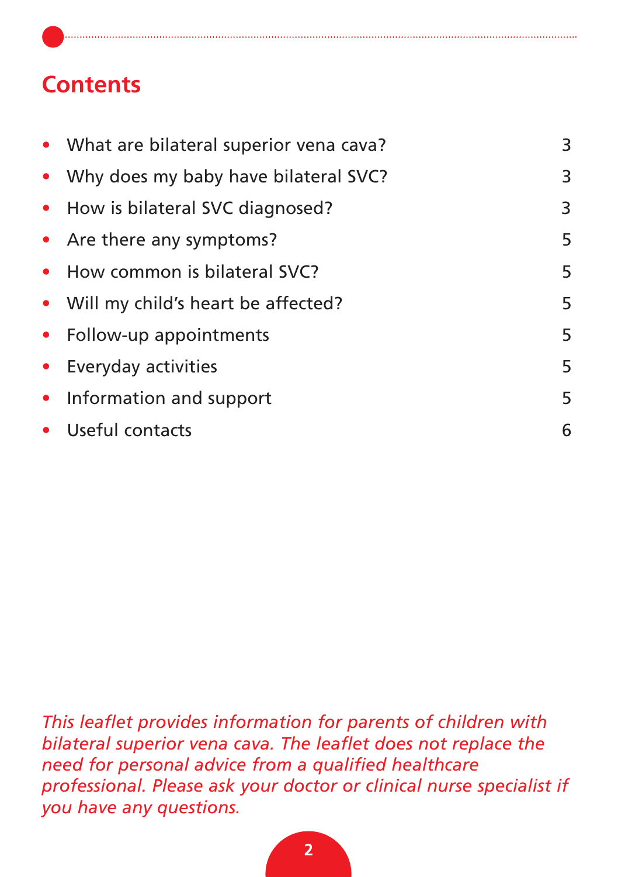## Contents

- What are bilateral superior vena cava? 3
- Why does my baby have bilateral SVC? 3
- How is bilateral SVC diagnosed? 3
- Are there any symptoms? 5
- How common is bilateral SVC? 5
- Will my child's heart be affected? 5
- Follow-up appointments 5
- Everyday activities 5
- Information and support 5
- Useful contacts 6

*This leaflet provides information for parents of children with bilateral superior vena cava. The leaflet does not replace the need for personal advice from a qualified healthcare professional. Please ask your doctor or clinical nurse specialist if you have any questions.*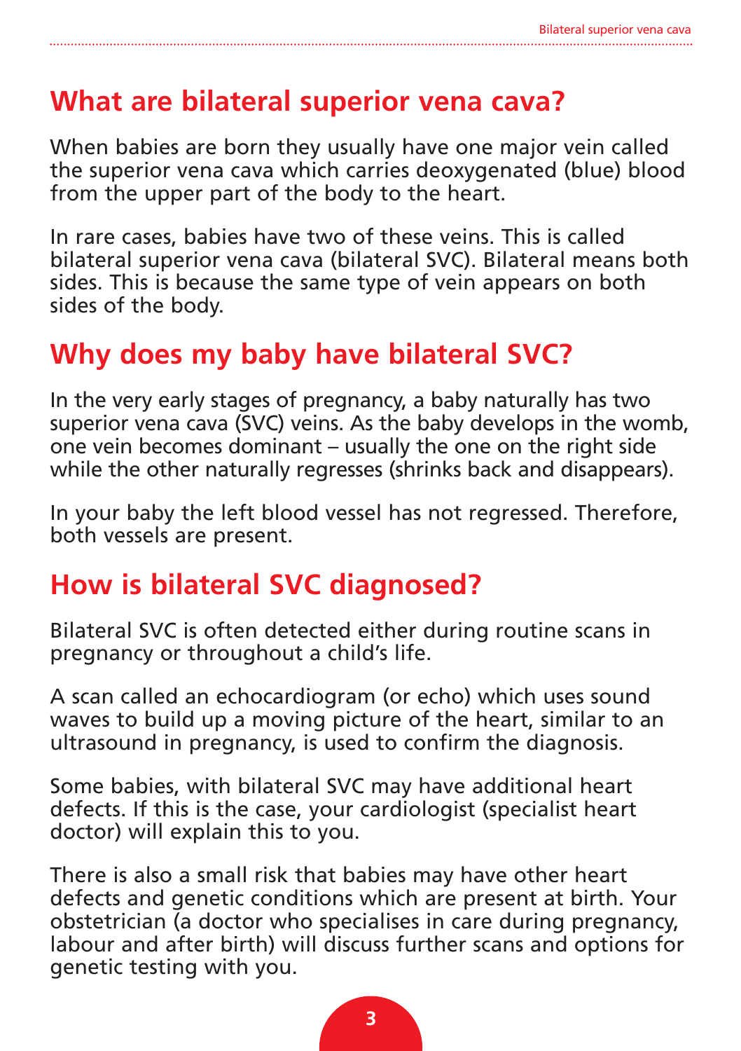## What are bilateral superior vena cava?

When babies are born they usually have one major vein called the superior vena cava which carries deoxygenated (blue) blood from the upper part of the body to the heart.

In rare cases, babies have two of these veins. This is called bilateral superior vena cava (bilateral SVC). Bilateral means both sides. This is because the same type of vein appears on both sides of the body.

## Why does my baby have bilateral SVC?

In the very early stages of pregnancy, a baby naturally has two superior vena cava (SVC) veins. As the baby develops in the womb, one vein becomes dominant – usually the one on the right side while the other naturally regresses (shrinks back and disappears).

In your baby the left blood vessel has not regressed. Therefore, both vessels are present.

## How is bilateral SVC diagnosed?

Bilateral SVC is often detected either during routine scans in pregnancy or throughout a child's life.

A scan called an echocardiogram (or echo) which uses sound waves to build up a moving picture of the heart, similar to an ultrasound in pregnancy, is used to confirm the diagnosis.

Some babies, with bilateral SVC may have additional heart defects. If this is the case, your cardiologist (specialist heart doctor) will explain this to you.

There is also a small risk that babies may have other heart defects and genetic conditions which are present at birth. Your obstetrician (a doctor who specialises in care during pregnancy, labour and after birth) will discuss further scans and options for genetic testing with you.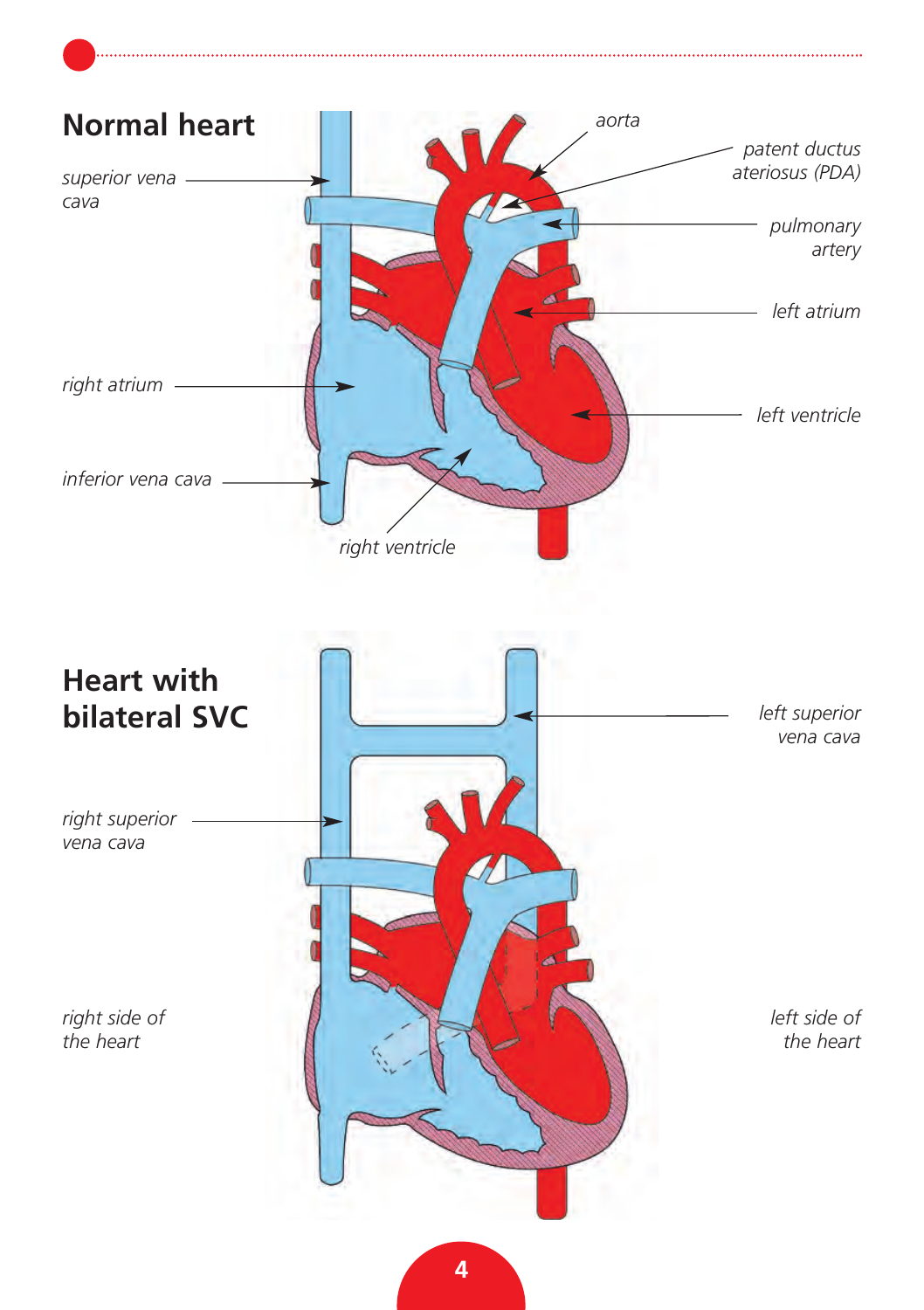## Normal heart

*superior vena cava*

*aorta*

*patent ductus ateriosus (PDA)*

*pulmonary artery*

*left atrium*

*right atrium*

*left ventricle*

*inferior vena cava*

*right ventricle*

## Heart with bilateral SVC

*left superior vena cava*

*right superior vena cava*

*right side of the heart*

*left side of the heart*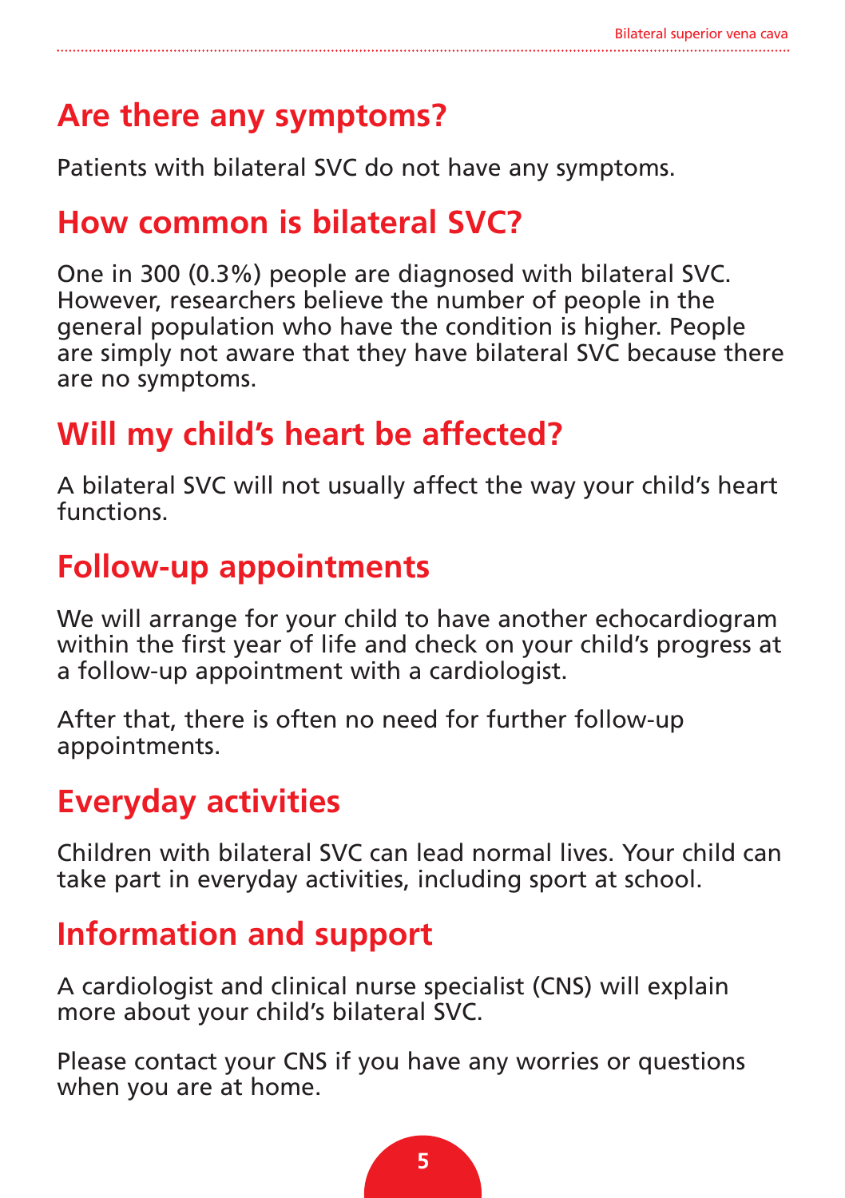## Are there any symptoms?

Patients with bilateral SVC do not have any symptoms.

## How common is bilateral SVC?

One in 300 (0.3%) people are diagnosed with bilateral SVC. However, researchers believe the number of people in the general population who have the condition is higher. People are simply not aware that they have bilateral SVC because there are no symptoms.

## Will my child's heart be affected?

A bilateral SVC will not usually affect the way your child's heart functions.

## Follow-up appointments

We will arrange for your child to have another echocardiogram within the first year of life and check on your child's progress at a follow-up appointment with a cardiologist.

After that, there is often no need for further follow-up appointments.

## Everyday activities

Children with bilateral SVC can lead normal lives. Your child can take part in everyday activities, including sport at school.

## Information and support

A cardiologist and clinical nurse specialist (CNS) will explain more about your child's bilateral SVC.

Please contact your CNS if you have any worries or questions when you are at home.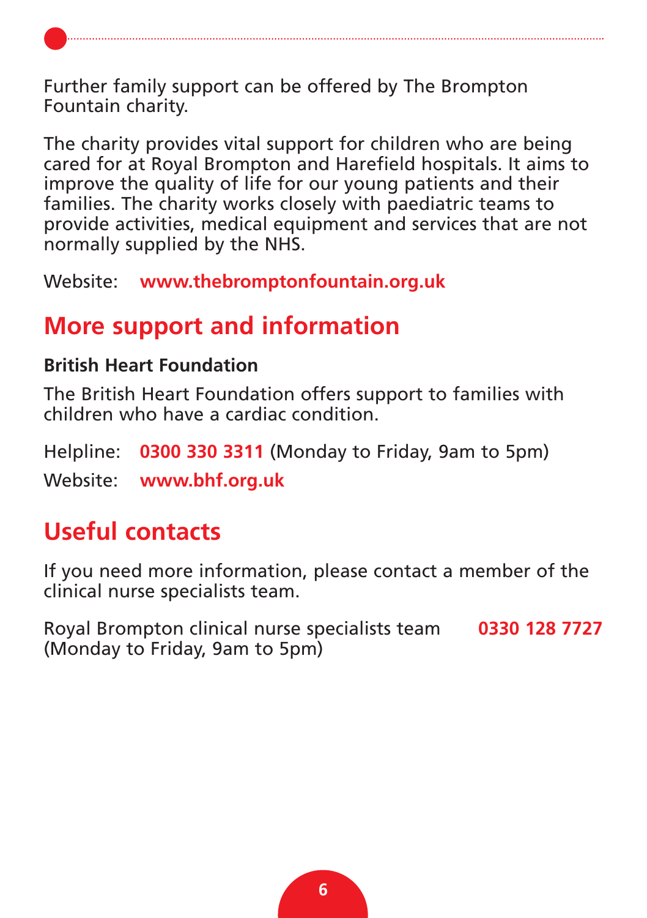Further family support can be offered by The Brompton Fountain charity.

The charity provides vital support for children who are being cared for at Royal Brompton and Harefield hospitals. It aims to improve the quality of life for our young patients and their families. The charity works closely with paediatric teams to provide activities, medical equipment and services that are not normally supplied by the NHS.

Website: **www.thebromptonfountain.org.uk**

## More support and information

**British Heart Foundation**

The British Heart Foundation offers support to families with children who have a cardiac condition.

Helpline: **0300 330 3311** (Monday to Friday, 9am to 5pm)

Website: **www.bhf.org.uk**

## Useful contacts

If you need more information, please contact a member of the clinical nurse specialists team.

Royal Brompton clinical nurse specialists team **0330 128 7727**
(Monday to Friday, 9am to 5pm)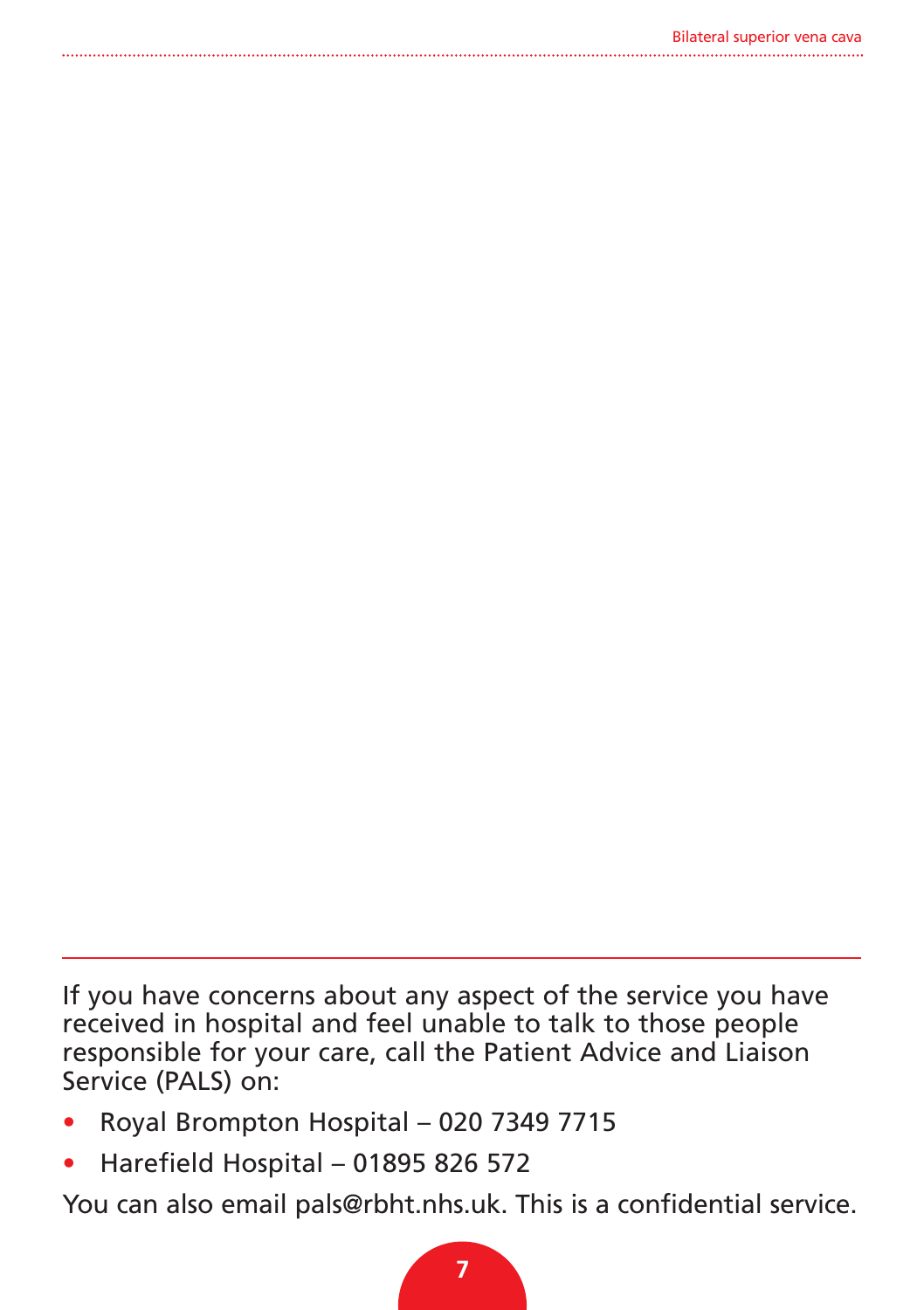If you have concerns about any aspect of the service you have received in hospital and feel unable to talk to those people responsible for your care, call the Patient Advice and Liaison Service (PALS) on:

- Royal Brompton Hospital – 020 7349 7715
- Harefield Hospital – 01895 826 572

You can also email pals@rbht.nhs.uk. This is a confidential service.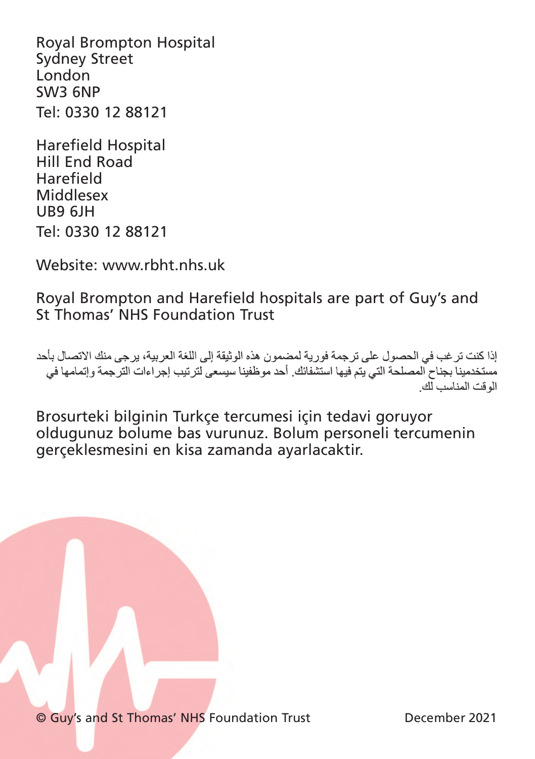Royal Brompton Hospital
Sydney Street
London
SW3 6NP
Tel: 0330 12 88121

Harefield Hospital
Hill End Road
Harefield
Middlesex
UB9 6JH
Tel: 0330 12 88121

Website: www.rbht.nhs.uk

Royal Brompton and Harefield hospitals are part of Guy's and St Thomas' NHS Foundation Trust

إذا كنت ترغب في الحصول على ترجمة فورية لمضمون هذه الوثيقة إلى اللغة العربية، يرجى منك الاتصال بأحد مستخدمينا بجناح المصلحة التي يتم فيها استشفائك. أحد موظفينا سيسعى لترتيب إجراءات الترجمة وإتمامها في الوقت المناسب لك.

Brosurteki bilginin Turkçe tercumesi için tedavi goruyor oldugunuz bolume bas vurunuz. Bolum personeli tercumenin gerçeklesmesini en kisa zamanda ayarlacaktir.

© Guy's and St Thomas' NHS Foundation Trust

December 2021